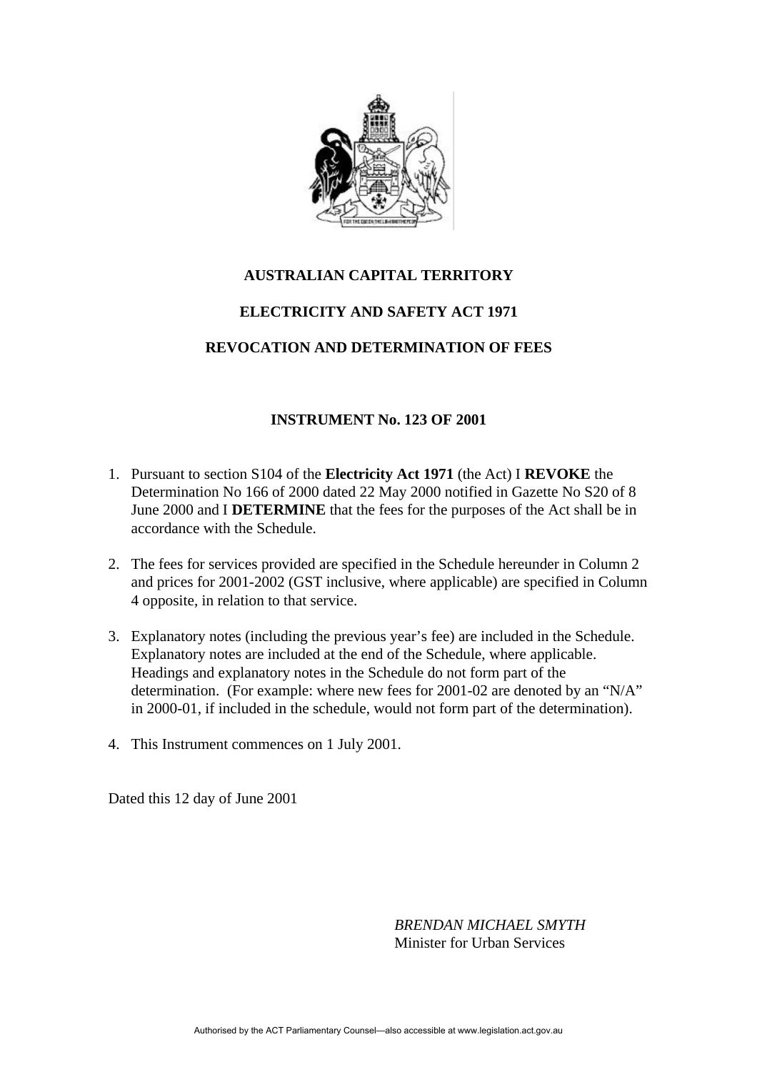# AUSTRALIAN CAPITAL TERRITORY

## ELECTRICITY AND SAFETY ACT 1971

## REVOCATION AND DETERMINATION OF FEES

### INSTRUMENT No. 123 OF 2001

1. Pursuant to section S104 of the **Electricity Act 1971** (the Act) I **REVOKE** the Determination No 166 of 2000 dated 22 May 2000 notified in Gazette No S20 of 8 June 2000 and I **DETERMINE** that the fees for the purposes of the Act shall be in accordance with the Schedule.

2. The fees for services provided are specified in the Schedule hereunder in Column 2 and prices for 2001-2002 (GST inclusive, where applicable) are specified in Column 4 opposite, in relation to that service.

3. Explanatory notes (including the previous year's fee) are included in the Schedule. Explanatory notes are included at the end of the Schedule, where applicable. Headings and explanatory notes in the Schedule do not form part of the determination. (For example: where new fees for 2001-02 are denoted by an "N/A" in 2000-01, if included in the schedule, would not form part of the determination).

4. This Instrument commences on 1 July 2001.

Dated this 12 day of June 2001

*BRENDAN MICHAEL SMYTH*
Minister for Urban Services

Authorised by the ACT Parliamentary Counsel—also accessible at www.legislation.act.gov.au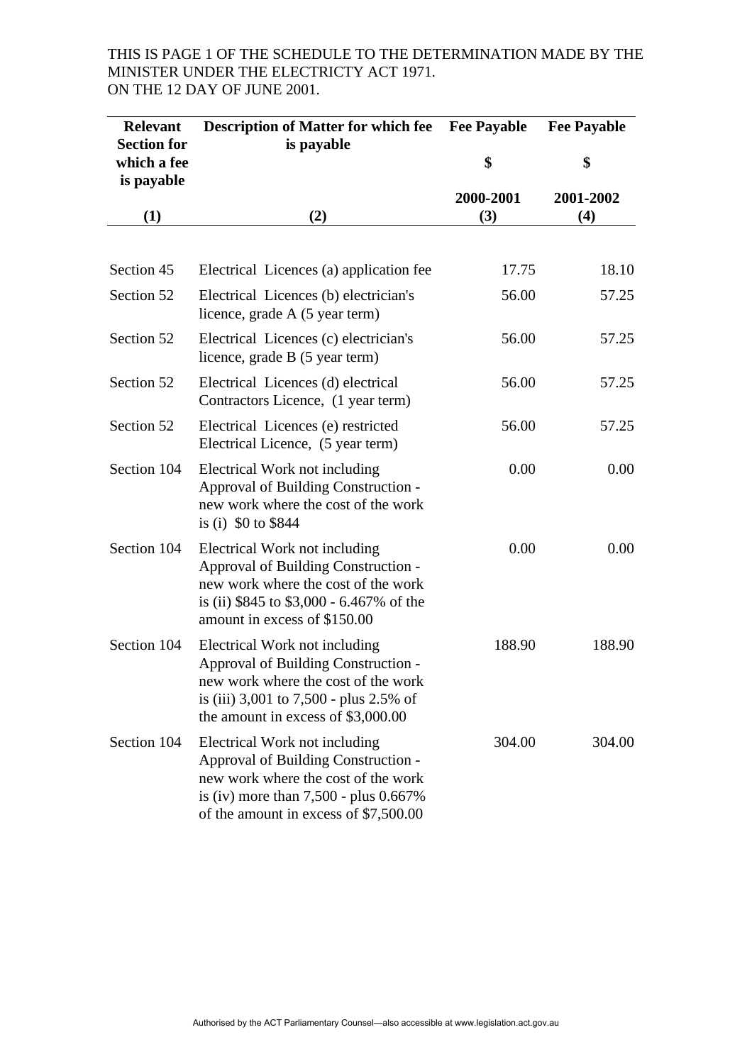THIS IS PAGE 1 OF THE SCHEDULE TO THE DETERMINATION MADE BY THE MINISTER UNDER THE ELECTRICTY ACT 1971.
ON THE 12 DAY OF JUNE 2001.

| Relevant Section for which a fee is payable | Description of Matter for which fee is payable | Fee Payable $ 2000-2001 | Fee Payable $ 2001-2002 |
|---|---|---|---|
| (1) | (2) | (3) | (4) |
| Section 45 | Electrical Licences (a) application fee | 17.75 | 18.10 |
| Section 52 | Electrical Licences (b) electrician's licence, grade A (5 year term) | 56.00 | 57.25 |
| Section 52 | Electrical Licences (c) electrician's licence, grade B (5 year term) | 56.00 | 57.25 |
| Section 52 | Electrical Licences (d) electrical Contractors Licence, (1 year term) | 56.00 | 57.25 |
| Section 52 | Electrical Licences (e) restricted Electrical Licence, (5 year term) | 56.00 | 57.25 |
| Section 104 | Electrical Work not including Approval of Building Construction - new work where the cost of the work is (i) $0 to $844 | 0.00 | 0.00 |
| Section 104 | Electrical Work not including Approval of Building Construction - new work where the cost of the work is (ii) $845 to $3,000 - 6.467% of the amount in excess of $150.00 | 0.00 | 0.00 |
| Section 104 | Electrical Work not including Approval of Building Construction - new work where the cost of the work is (iii) 3,001 to 7,500 - plus 2.5% of the amount in excess of $3,000.00 | 188.90 | 188.90 |
| Section 104 | Electrical Work not including Approval of Building Construction - new work where the cost of the work is (iv) more than 7,500 - plus 0.667% of the amount in excess of $7,500.00 | 304.00 | 304.00 |